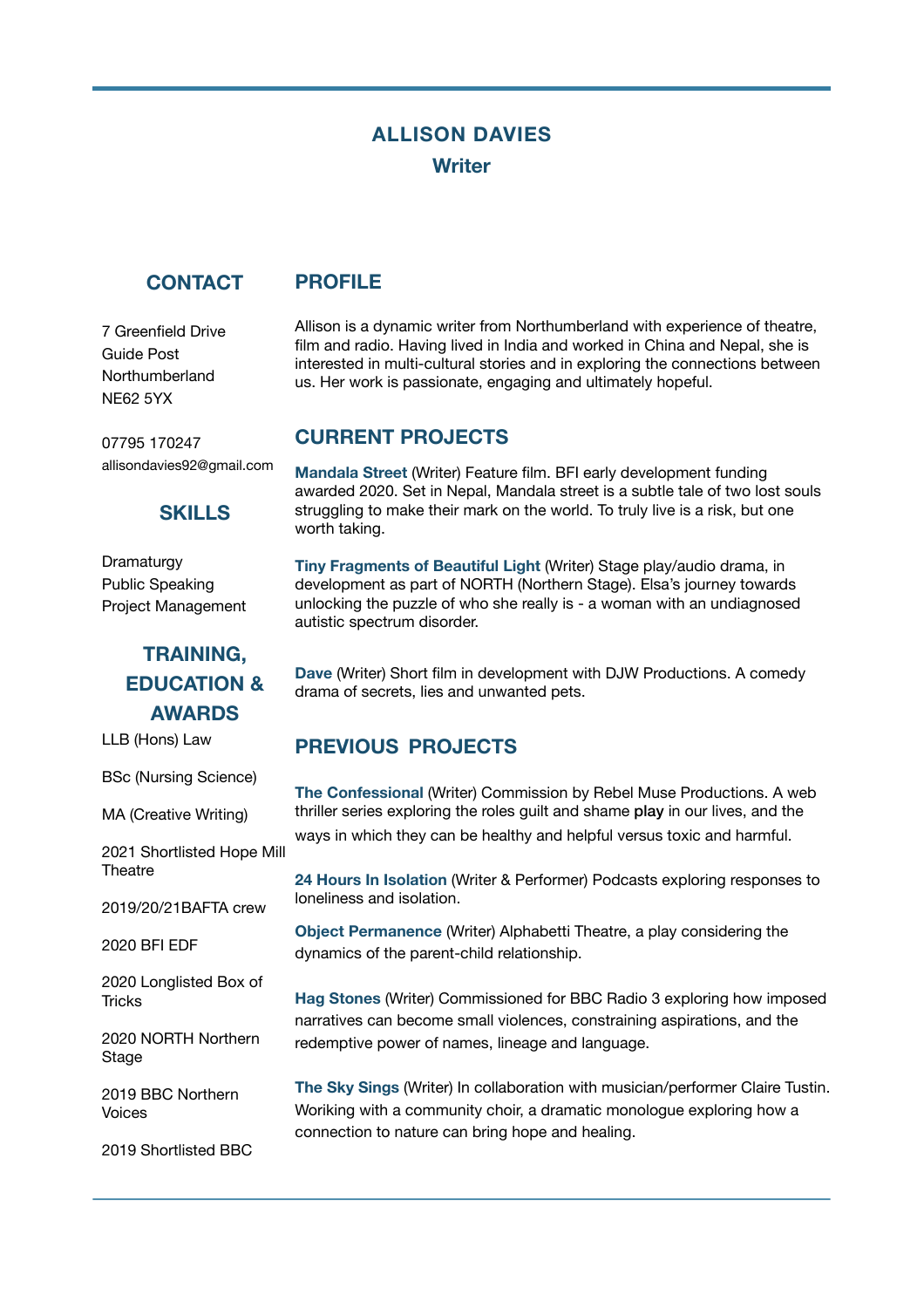# ALLISON DAVIES

## Writer

## CONTACT

7 Greenfield Drive
Guide Post
Northumberland
NE62 5YX

07795 170247
allisondavies92@gmail.com

## SKILLS

Dramaturgy
Public Speaking
Project Management

## TRAINING, EDUCATION & AWARDS

LLB (Hons) Law

BSc (Nursing Science)

MA (Creative Writing)

2021 Shortlisted Hope Mill Theatre

2019/20/21BAFTA crew

2020 BFI EDF

2020 Longlisted Box of Tricks

2020 NORTH Northern Stage

2019 BBC Northern Voices

2019 Shortlisted BBC

## PROFILE

Allison is a dynamic writer from Northumberland with experience of theatre, film and radio. Having lived in India and worked in China and Nepal, she is interested in multi-cultural stories and in exploring the connections between us. Her work is passionate, engaging and ultimately hopeful.

## CURRENT PROJECTS

**Mandala Street** (Writer) Feature film. BFI early development funding awarded 2020. Set in Nepal, Mandala street is a subtle tale of two lost souls struggling to make their mark on the world. To truly live is a risk, but one worth taking.

**Tiny Fragments of Beautiful Light** (Writer) Stage play/audio drama, in development as part of NORTH (Northern Stage). Elsa's journey towards unlocking the puzzle of who she really is - a woman with an undiagnosed autistic spectrum disorder.

**Dave** (Writer) Short film in development with DJW Productions. A comedy drama of secrets, lies and unwanted pets.

## PREVIOUS PROJECTS

**The Confessional** (Writer) Commission by Rebel Muse Productions. A web thriller series exploring the roles guilt and shame **play** in our lives, and the ways in which they can be healthy and helpful versus toxic and harmful.

**24 Hours In Isolation** (Writer & Performer) Podcasts exploring responses to loneliness and isolation.

**Object Permanence** (Writer) Alphabetti Theatre, a play considering the dynamics of the parent-child relationship.

**Hag Stones** (Writer) Commissioned for BBC Radio 3 exploring how imposed narratives can become small violences, constraining aspirations, and the redemptive power of names, lineage and language.

**The Sky Sings** (Writer) In collaboration with musician/performer Claire Tustin. Woriking with a community choir, a dramatic monologue exploring how a connection to nature can bring hope and healing.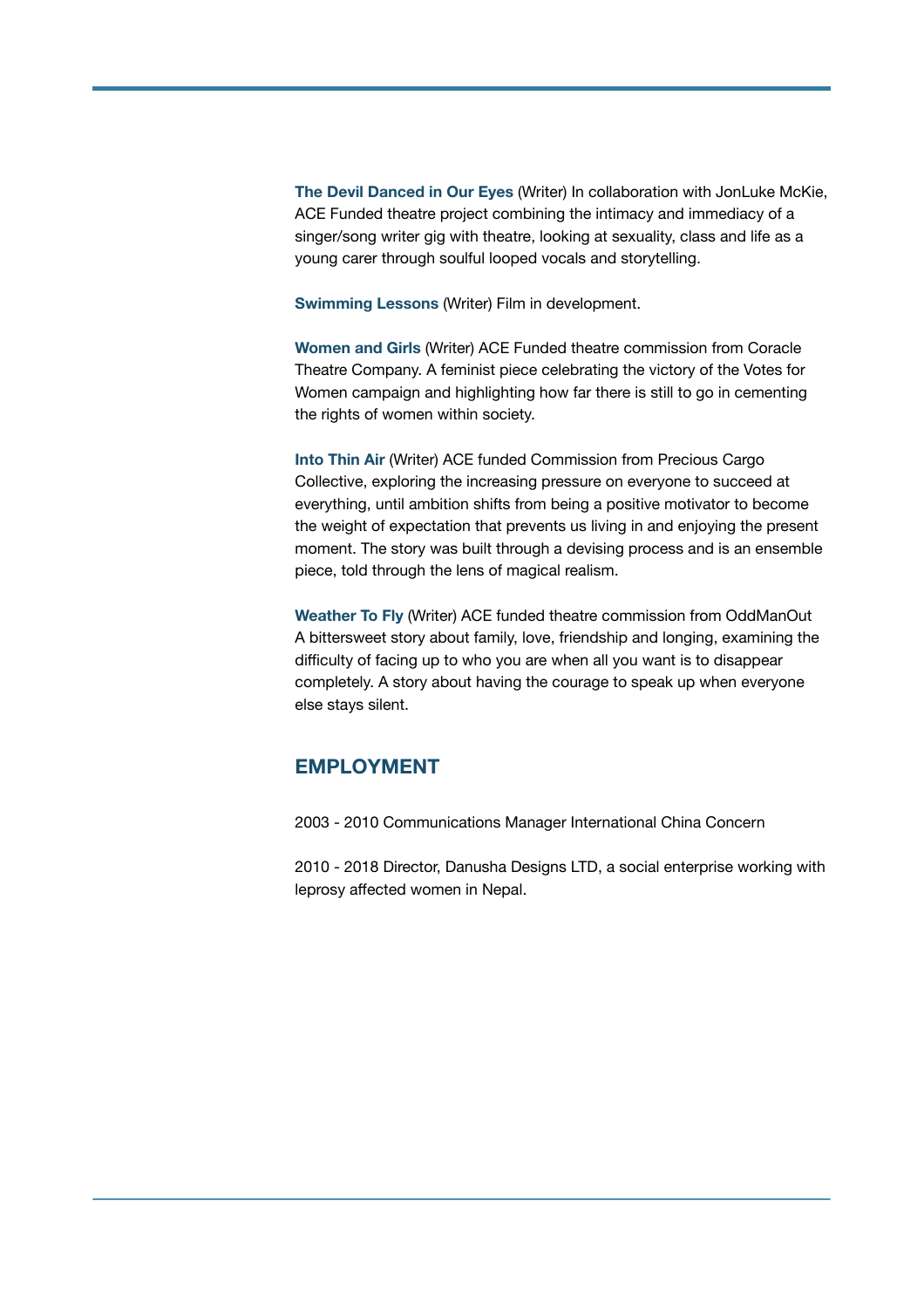**The Devil Danced in Our Eyes** (Writer) In collaboration with JonLuke McKie, ACE Funded theatre project combining the intimacy and immediacy of a singer/song writer gig with theatre, looking at sexuality, class and life as a young carer through soulful looped vocals and storytelling.

**Swimming Lessons** (Writer) Film in development.

**Women and Girls** (Writer) ACE Funded theatre commission from Coracle Theatre Company. A feminist piece celebrating the victory of the Votes for Women campaign and highlighting how far there is still to go in cementing the rights of women within society.

**Into Thin Air** (Writer) ACE funded Commission from Precious Cargo Collective, exploring the increasing pressure on everyone to succeed at everything, until ambition shifts from being a positive motivator to become the weight of expectation that prevents us living in and enjoying the present moment. The story was built through a devising process and is an ensemble piece, told through the lens of magical realism.

**Weather To Fly** (Writer) ACE funded theatre commission from OddManOut A bittersweet story about family, love, friendship and longing, examining the difficulty of facing up to who you are when all you want is to disappear completely. A story about having the courage to speak up when everyone else stays silent.

## EMPLOYMENT

2003 - 2010 Communications Manager International China Concern

2010 - 2018 Director, Danusha Designs LTD, a social enterprise working with leprosy affected women in Nepal.